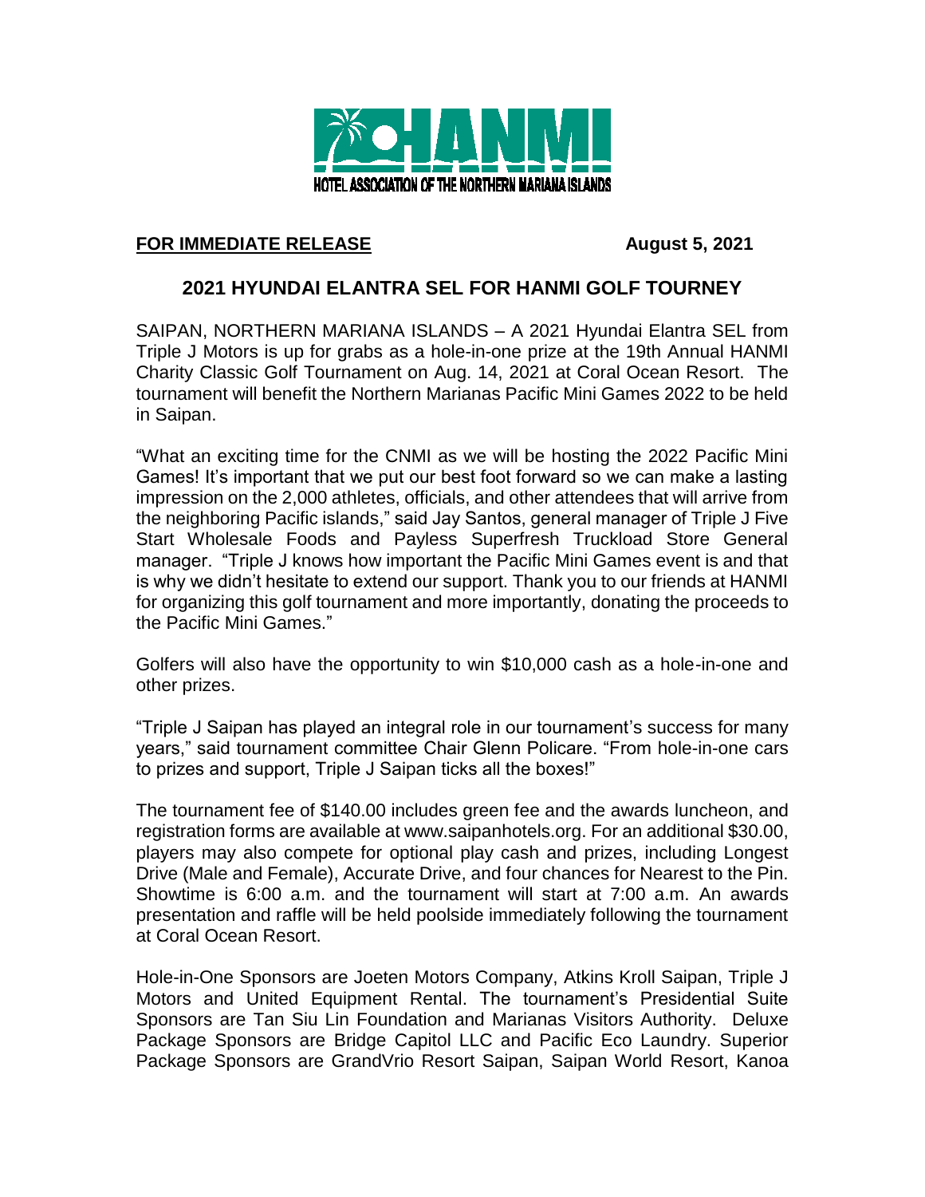HANMI
HOTEL ASSOCIATION OF THE NORTHERN MARIANA ISLANDS

**FOR IMMEDIATE RELEASE** **August 5, 2021**

## 2021 HYUNDAI ELANTRA SEL FOR HANMI GOLF TOURNEY

SAIPAN, NORTHERN MARIANA ISLANDS – A 2021 Hyundai Elantra SEL from Triple J Motors is up for grabs as a hole-in-one prize at the 19th Annual HANMI Charity Classic Golf Tournament on Aug. 14, 2021 at Coral Ocean Resort. The tournament will benefit the Northern Marianas Pacific Mini Games 2022 to be held in Saipan.

"What an exciting time for the CNMI as we will be hosting the 2022 Pacific Mini Games! It's important that we put our best foot forward so we can make a lasting impression on the 2,000 athletes, officials, and other attendees that will arrive from the neighboring Pacific islands," said Jay Santos, general manager of Triple J Five Start Wholesale Foods and Payless Superfresh Truckload Store General manager. "Triple J knows how important the Pacific Mini Games event is and that is why we didn't hesitate to extend our support. Thank you to our friends at HANMI for organizing this golf tournament and more importantly, donating the proceeds to the Pacific Mini Games."

Golfers will also have the opportunity to win $10,000 cash as a hole-in-one and other prizes.

"Triple J Saipan has played an integral role in our tournament's success for many years," said tournament committee Chair Glenn Policare. "From hole-in-one cars to prizes and support, Triple J Saipan ticks all the boxes!"

The tournament fee of $140.00 includes green fee and the awards luncheon, and registration forms are available at www.saipanhotels.org. For an additional $30.00, players may also compete for optional play cash and prizes, including Longest Drive (Male and Female), Accurate Drive, and four chances for Nearest to the Pin. Showtime is 6:00 a.m. and the tournament will start at 7:00 a.m. An awards presentation and raffle will be held poolside immediately following the tournament at Coral Ocean Resort.

Hole-in-One Sponsors are Joeten Motors Company, Atkins Kroll Saipan, Triple J Motors and United Equipment Rental. The tournament's Presidential Suite Sponsors are Tan Siu Lin Foundation and Marianas Visitors Authority. Deluxe Package Sponsors are Bridge Capitol LLC and Pacific Eco Laundry. Superior Package Sponsors are GrandVrio Resort Saipan, Saipan World Resort, Kanoa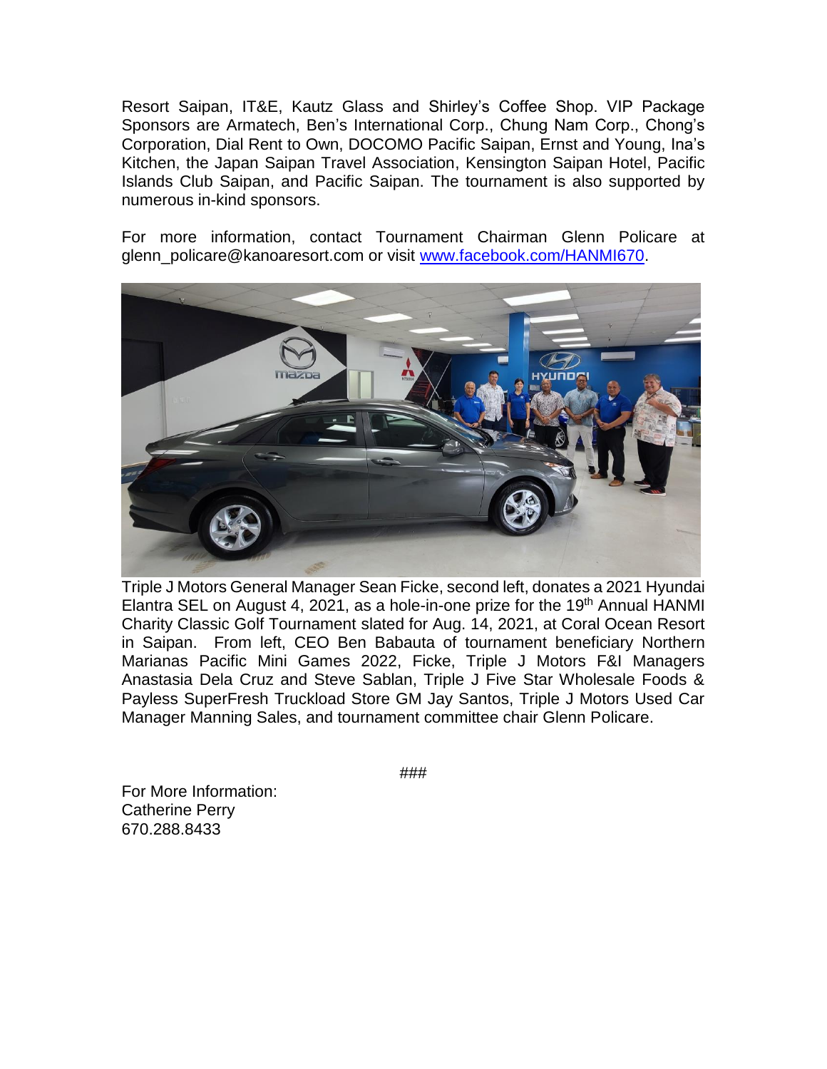Resort Saipan, IT&E, Kautz Glass and Shirley's Coffee Shop. VIP Package Sponsors are Armatech, Ben's International Corp., Chung Nam Corp., Chong's Corporation, Dial Rent to Own, DOCOMO Pacific Saipan, Ernst and Young, Ina's Kitchen, the Japan Saipan Travel Association, Kensington Saipan Hotel, Pacific Islands Club Saipan, and Pacific Saipan. The tournament is also supported by numerous in-kind sponsors.

For more information, contact Tournament Chairman Glenn Policare at glenn_policare@kanoaresort.com or visit [www.facebook.com/HANMI670](www.facebook.com/HANMI670).

Triple J Motors General Manager Sean Ficke, second left, donates a 2021 Hyundai Elantra SEL on August 4, 2021, as a hole-in-one prize for the 19th Annual HANMI Charity Classic Golf Tournament slated for Aug. 14, 2021, at Coral Ocean Resort in Saipan. From left, CEO Ben Babauta of tournament beneficiary Northern Marianas Pacific Mini Games 2022, Ficke, Triple J Motors F&I Managers Anastasia Dela Cruz and Steve Sablan, Triple J Five Star Wholesale Foods & Payless SuperFresh Truckload Store GM Jay Santos, Triple J Motors Used Car Manager Manning Sales, and tournament committee chair Glenn Policare.

###

For More Information:
Catherine Perry
670.288.8433